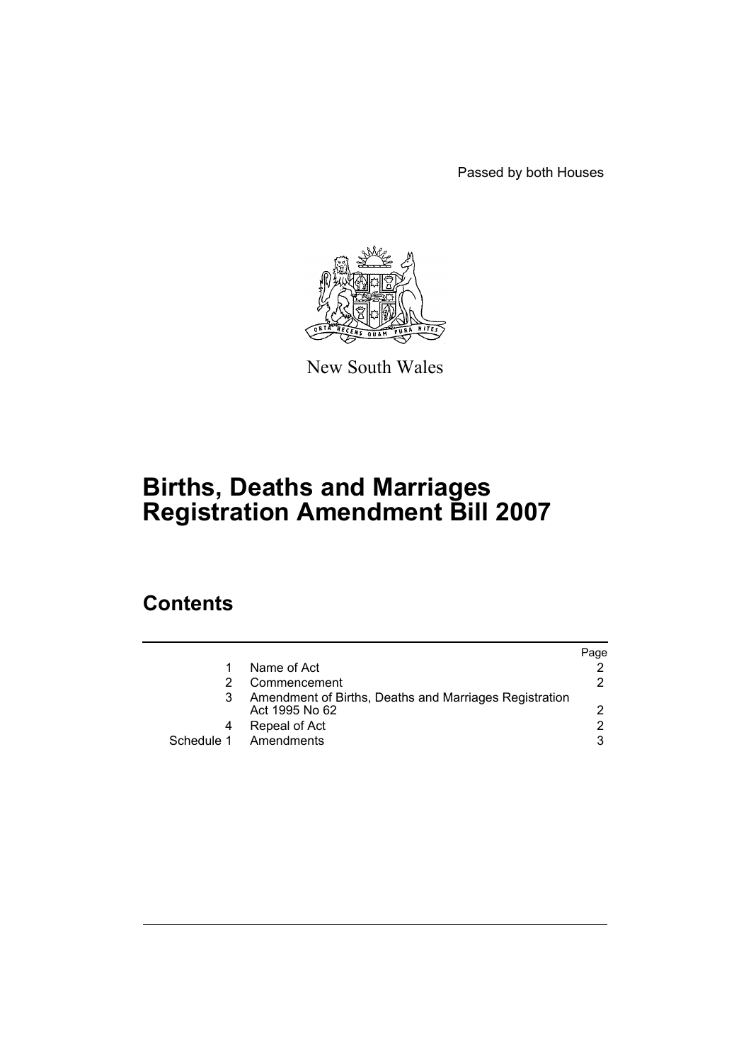Passed by both Houses

New South Wales

# Births, Deaths and Marriages Registration Amendment Bill 2007

## Contents

| | | Page |
|---|---|---|
| 1 | Name of Act | 2 |
| 2 | Commencement | 2 |
| 3 | Amendment of Births, Deaths and Marriages Registration Act 1995 No 62 | 2 |
| 4 | Repeal of Act | 2 |
| Schedule 1 | Amendments | 3 |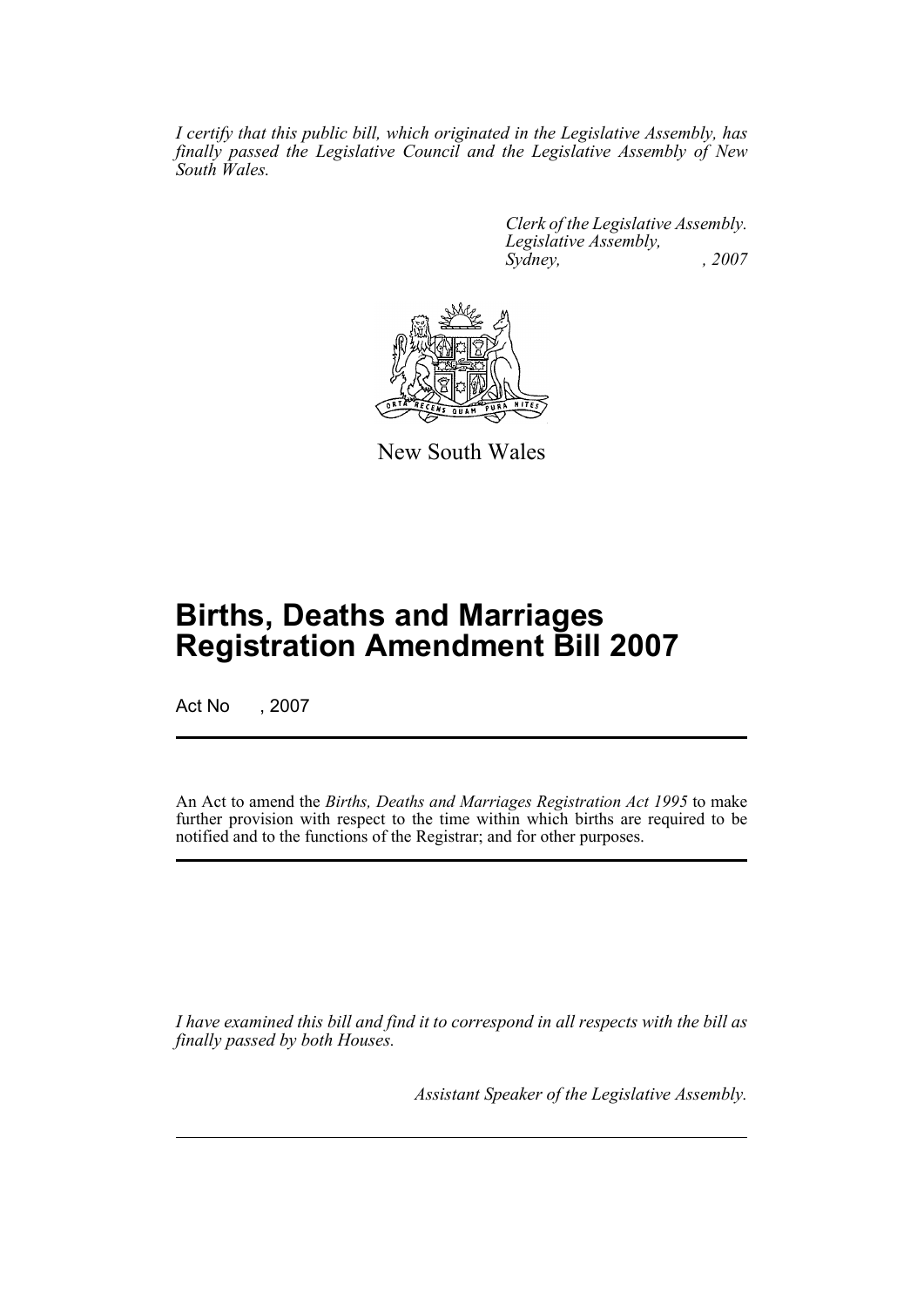*I certify that this public bill, which originated in the Legislative Assembly, has finally passed the Legislative Council and the Legislative Assembly of New South Wales.*

*Clerk of the Legislative Assembly.*
*Legislative Assembly,*
*Sydney, , 2007*

New South Wales

# Births, Deaths and Marriages Registration Amendment Bill 2007

Act No , 2007

An Act to amend the *Births, Deaths and Marriages Registration Act 1995* to make further provision with respect to the time within which births are required to be notified and to the functions of the Registrar; and for other purposes.

*I have examined this bill and find it to correspond in all respects with the bill as finally passed by both Houses.*

*Assistant Speaker of the Legislative Assembly.*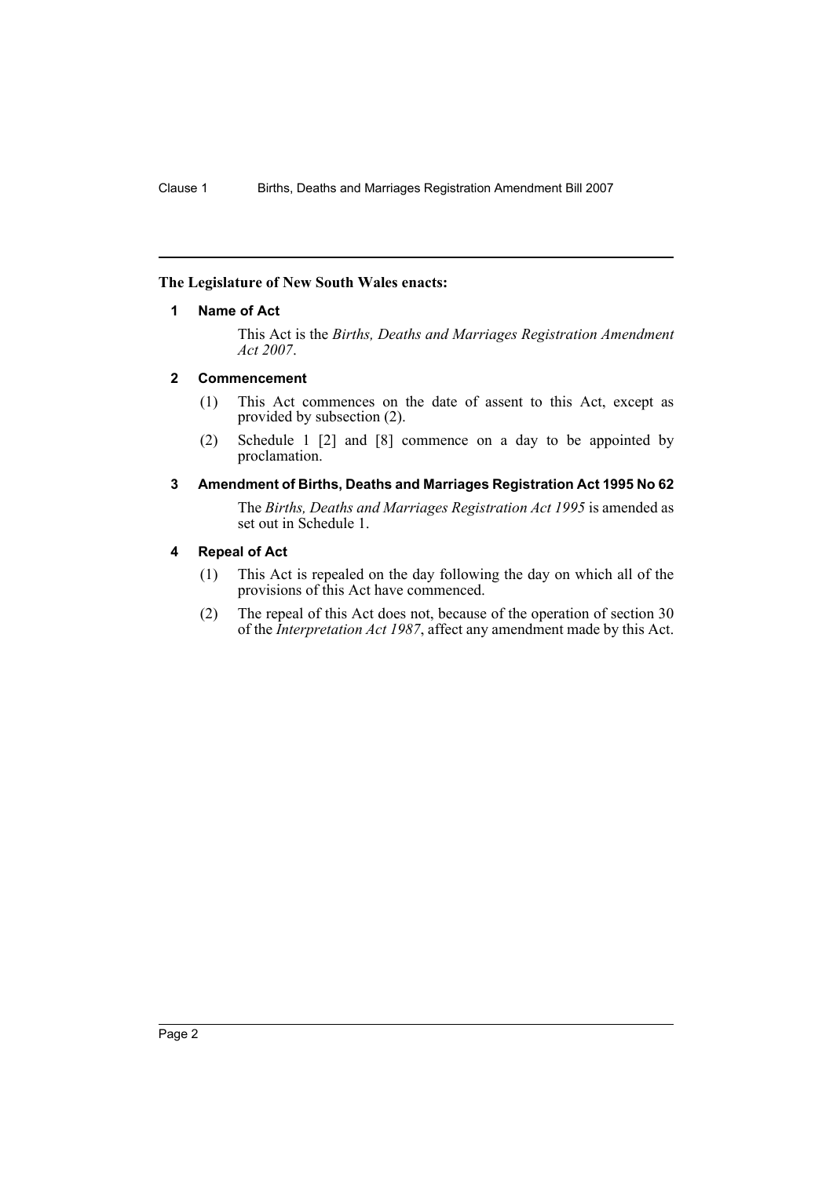**The Legislature of New South Wales enacts:**

### 1 Name of Act

This Act is the *Births, Deaths and Marriages Registration Amendment Act 2007*.

### 2 Commencement

(1) This Act commences on the date of assent to this Act, except as provided by subsection (2).

(2) Schedule 1 [2] and [8] commence on a day to be appointed by proclamation.

### 3 Amendment of Births, Deaths and Marriages Registration Act 1995 No 62

The *Births, Deaths and Marriages Registration Act 1995* is amended as set out in Schedule 1.

### 4 Repeal of Act

(1) This Act is repealed on the day following the day on which all of the provisions of this Act have commenced.

(2) The repeal of this Act does not, because of the operation of section 30 of the *Interpretation Act 1987*, affect any amendment made by this Act.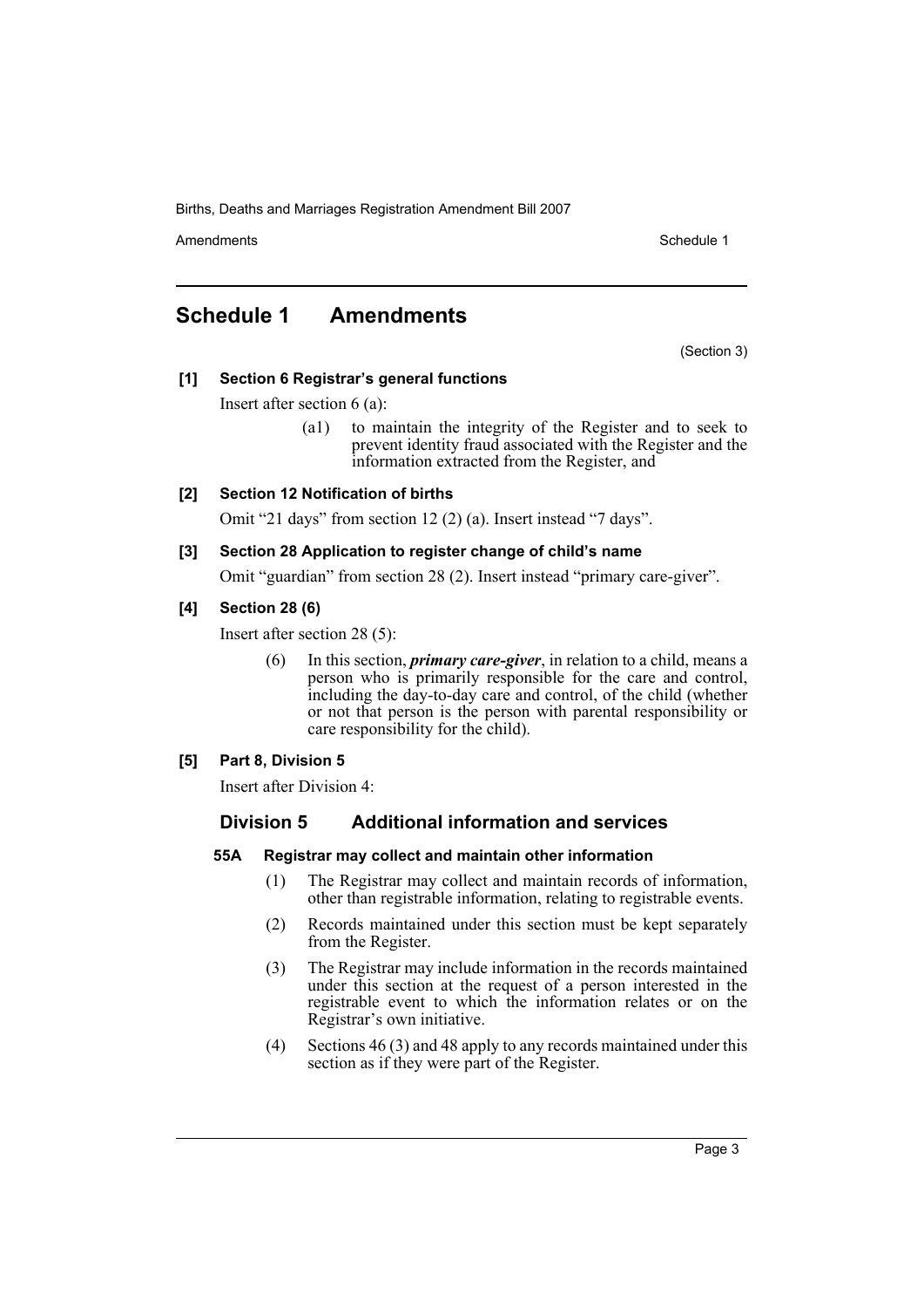# Schedule 1 Amendments

(Section 3)

**[1] Section 6 Registrar's general functions**

Insert after section 6 (a):

> (a1) to maintain the integrity of the Register and to seek to prevent identity fraud associated with the Register and the information extracted from the Register, and

**[2] Section 12 Notification of births**

Omit "21 days" from section 12 (2) (a). Insert instead "7 days".

**[3] Section 28 Application to register change of child's name**

Omit "guardian" from section 28 (2). Insert instead "primary care-giver".

**[4] Section 28 (6)**

Insert after section 28 (5):

> (6) In this section, ***primary care-giver***, in relation to a child, means a person who is primarily responsible for the care and control, including the day-to-day care and control, of the child (whether or not that person is the person with parental responsibility or care responsibility for the child).

**[5] Part 8, Division 5**

Insert after Division 4:

## Division 5 Additional information and services

### 55A Registrar may collect and maintain other information

(1) The Registrar may collect and maintain records of information, other than registrable information, relating to registrable events.

(2) Records maintained under this section must be kept separately from the Register.

(3) The Registrar may include information in the records maintained under this section at the request of a person interested in the registrable event to which the information relates or on the Registrar's own initiative.

(4) Sections 46 (3) and 48 apply to any records maintained under this section as if they were part of the Register.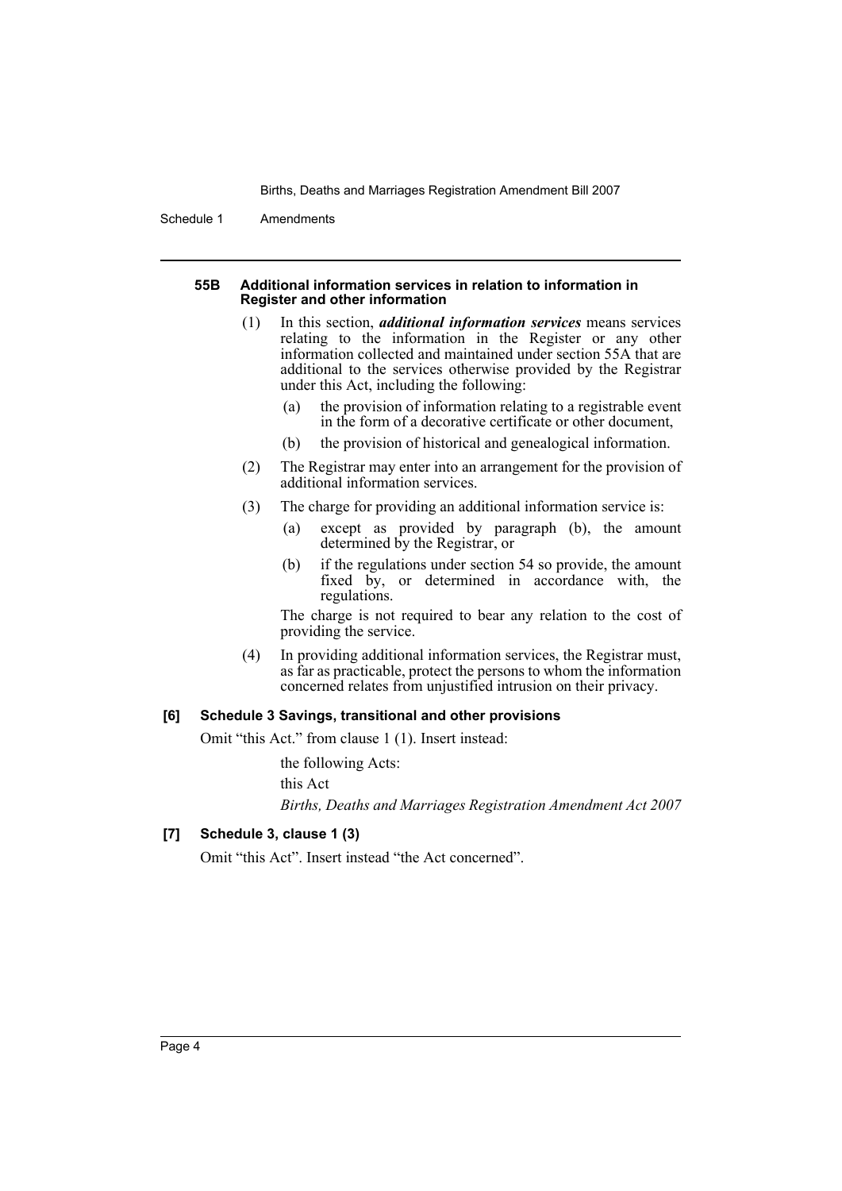#### 55B Additional information services in relation to information in Register and other information

(1) In this section, ***additional information services*** means services relating to the information in the Register or any other information collected and maintained under section 55A that are additional to the services otherwise provided by the Registrar under this Act, including the following:

- (a) the provision of information relating to a registrable event in the form of a decorative certificate or other document,
- (b) the provision of historical and genealogical information.

(2) The Registrar may enter into an arrangement for the provision of additional information services.

(3) The charge for providing an additional information service is:

- (a) except as provided by paragraph (b), the amount determined by the Registrar, or
- (b) if the regulations under section 54 so provide, the amount fixed by, or determined in accordance with, the regulations.

The charge is not required to bear any relation to the cost of providing the service.

(4) In providing additional information services, the Registrar must, as far as practicable, protect the persons to whom the information concerned relates from unjustified intrusion on their privacy.

**[6] Schedule 3 Savings, transitional and other provisions**

Omit "this Act." from clause 1 (1). Insert instead:

the following Acts:

this Act

*Births, Deaths and Marriages Registration Amendment Act 2007*

**[7] Schedule 3, clause 1 (3)**

Omit "this Act". Insert instead "the Act concerned".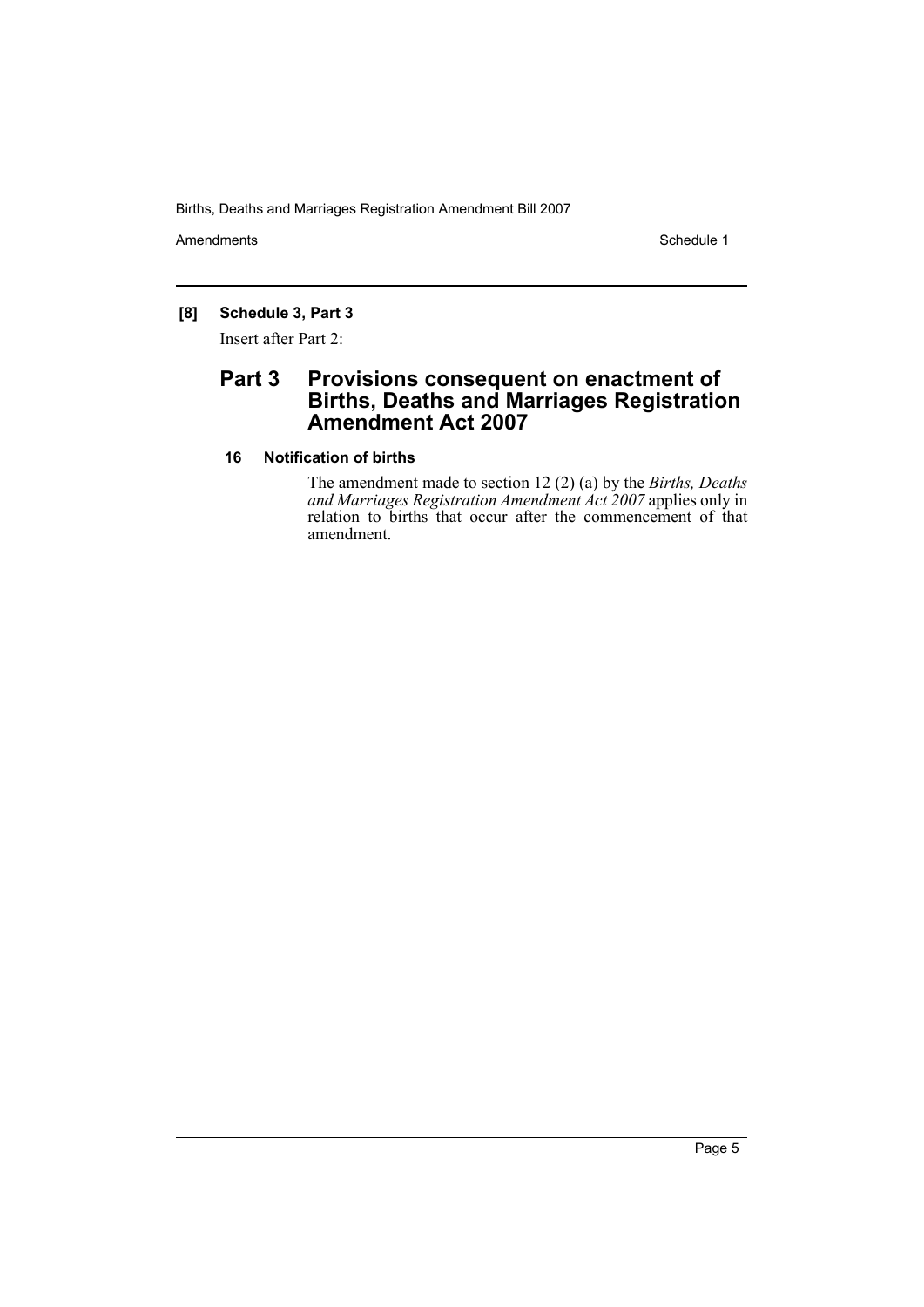**[8] Schedule 3, Part 3**

Insert after Part 2:

## Part 3 Provisions consequent on enactment of Births, Deaths and Marriages Registration Amendment Act 2007

### 16 Notification of births

The amendment made to section 12 (2) (a) by the *Births, Deaths and Marriages Registration Amendment Act 2007* applies only in relation to births that occur after the commencement of that amendment.